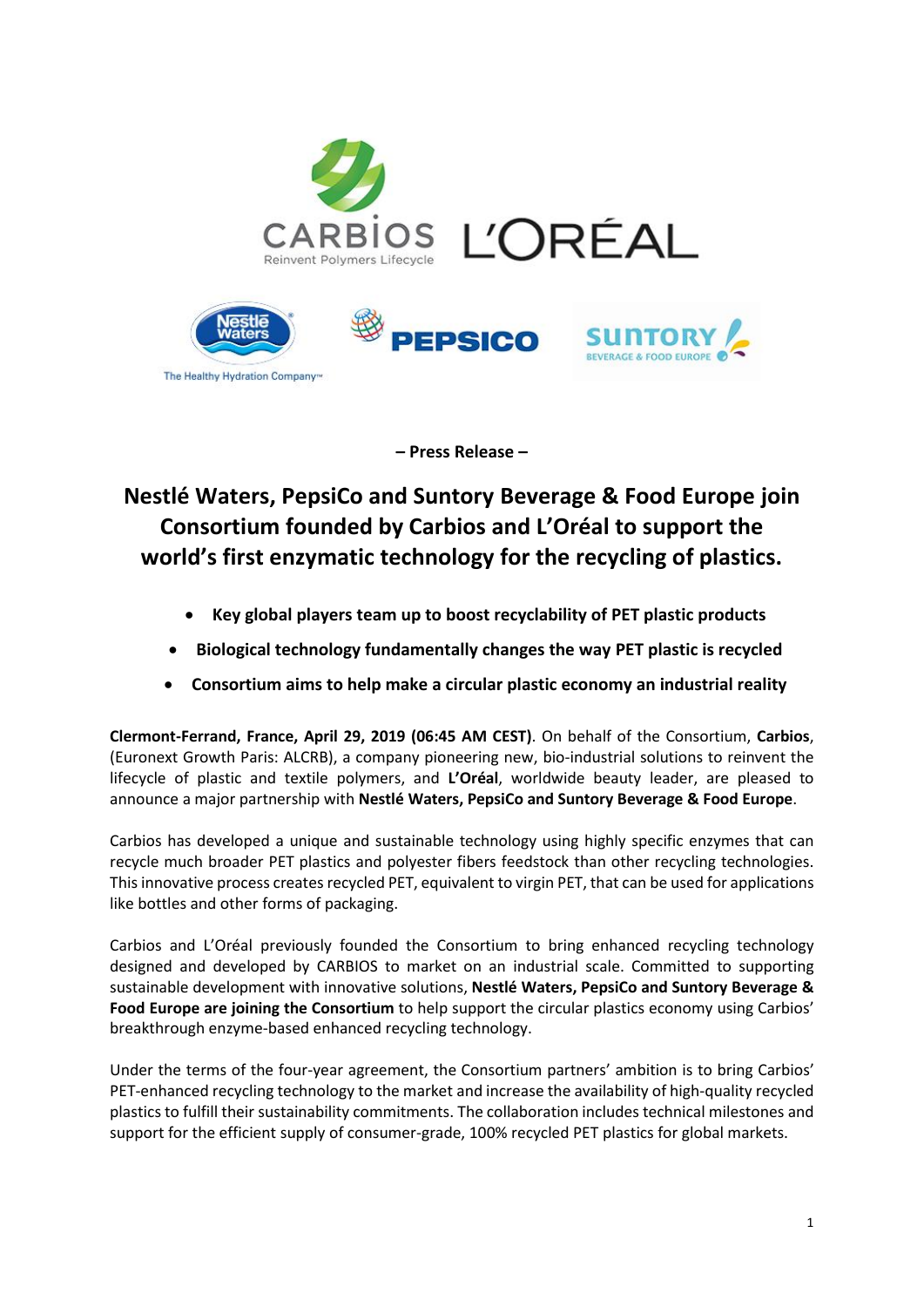– Press Release –

# Nestlé Waters, PepsiCo and Suntory Beverage & Food Europe join Consortium founded by Carbios and L'Oréal to support the world's first enzymatic technology for the recycling of plastics.

- **Key global players team up to boost recyclability of PET plastic products**
- **Biological technology fundamentally changes the way PET plastic is recycled**
- **Consortium aims to help make a circular plastic economy an industrial reality**

**Clermont-Ferrand, France, April 29, 2019 (06:45 AM CEST)**. On behalf of the Consortium, **Carbios**, (Euronext Growth Paris: ALCRB), a company pioneering new, bio-industrial solutions to reinvent the lifecycle of plastic and textile polymers, and **L'Oréal**, worldwide beauty leader, are pleased to announce a major partnership with **Nestlé Waters, PepsiCo and Suntory Beverage & Food Europe**.

Carbios has developed a unique and sustainable technology using highly specific enzymes that can recycle much broader PET plastics and polyester fibers feedstock than other recycling technologies. This innovative process creates recycled PET, equivalent to virgin PET, that can be used for applications like bottles and other forms of packaging.

Carbios and L'Oréal previously founded the Consortium to bring enhanced recycling technology designed and developed by CARBIOS to market on an industrial scale. Committed to supporting sustainable development with innovative solutions, **Nestlé Waters, PepsiCo and Suntory Beverage & Food Europe are joining the Consortium** to help support the circular plastics economy using Carbios' breakthrough enzyme-based enhanced recycling technology.

Under the terms of the four-year agreement, the Consortium partners' ambition is to bring Carbios' PET-enhanced recycling technology to the market and increase the availability of high-quality recycled plastics to fulfill their sustainability commitments. The collaboration includes technical milestones and support for the efficient supply of consumer-grade, 100% recycled PET plastics for global markets.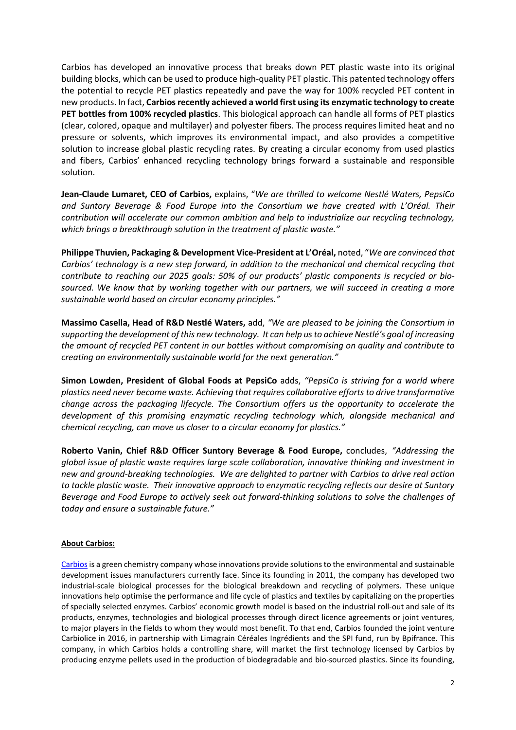Carbios has developed an innovative process that breaks down PET plastic waste into its original building blocks, which can be used to produce high-quality PET plastic. This patented technology offers the potential to recycle PET plastics repeatedly and pave the way for 100% recycled PET content in new products. In fact, **Carbios recently achieved a world first using its enzymatic technology to create PET bottles from 100% recycled plastics**. This biological approach can handle all forms of PET plastics (clear, colored, opaque and multilayer) and polyester fibers. The process requires limited heat and no pressure or solvents, which improves its environmental impact, and also provides a competitive solution to increase global plastic recycling rates. By creating a circular economy from used plastics and fibers, Carbios' enhanced recycling technology brings forward a sustainable and responsible solution.

**Jean-Claude Lumaret, CEO of Carbios,** explains, "*We are thrilled to welcome Nestlé Waters, PepsiCo and Suntory Beverage & Food Europe into the Consortium we have created with L'Oréal. Their contribution will accelerate our common ambition and help to industrialize our recycling technology, which brings a breakthrough solution in the treatment of plastic waste."*

**Philippe Thuvien, Packaging & Development Vice-President at L'Oréal,** noted, "*We are convinced that Carbios' technology is a new step forward, in addition to the mechanical and chemical recycling that contribute to reaching our 2025 goals: 50% of our products' plastic components is recycled or bio-sourced. We know that by working together with our partners, we will succeed in creating a more sustainable world based on circular economy principles."*

**Massimo Casella, Head of R&D Nestlé Waters,** add, *"We are pleased to be joining the Consortium in supporting the development of this new technology. It can help us to achieve Nestlé's goal of increasing the amount of recycled PET content in our bottles without compromising on quality and contribute to creating an environmentally sustainable world for the next generation."*

**Simon Lowden, President of Global Foods at PepsiCo** adds, *"PepsiCo is striving for a world where plastics need never become waste. Achieving that requires collaborative efforts to drive transformative change across the packaging lifecycle. The Consortium offers us the opportunity to accelerate the development of this promising enzymatic recycling technology which, alongside mechanical and chemical recycling, can move us closer to a circular economy for plastics."*

**Roberto Vanin, Chief R&D Officer Suntory Beverage & Food Europe,** concludes, *"Addressing the global issue of plastic waste requires large scale collaboration, innovative thinking and investment in new and ground-breaking technologies. We are delighted to partner with Carbios to drive real action to tackle plastic waste. Their innovative approach to enzymatic recycling reflects our desire at Suntory Beverage and Food Europe to actively seek out forward-thinking solutions to solve the challenges of today and ensure a sustainable future."*

**About Carbios:**

Carbios is a green chemistry company whose innovations provide solutions to the environmental and sustainable development issues manufacturers currently face. Since its founding in 2011, the company has developed two industrial-scale biological processes for the biological breakdown and recycling of polymers. These unique innovations help optimise the performance and life cycle of plastics and textiles by capitalizing on the properties of specially selected enzymes. Carbios' economic growth model is based on the industrial roll-out and sale of its products, enzymes, technologies and biological processes through direct licence agreements or joint ventures, to major players in the fields to whom they would most benefit. To that end, Carbios founded the joint venture Carbiolice in 2016, in partnership with Limagrain Céréales Ingrédients and the SPI fund, run by Bpifrance. This company, in which Carbios holds a controlling share, will market the first technology licensed by Carbios by producing enzyme pellets used in the production of biodegradable and bio-sourced plastics. Since its founding,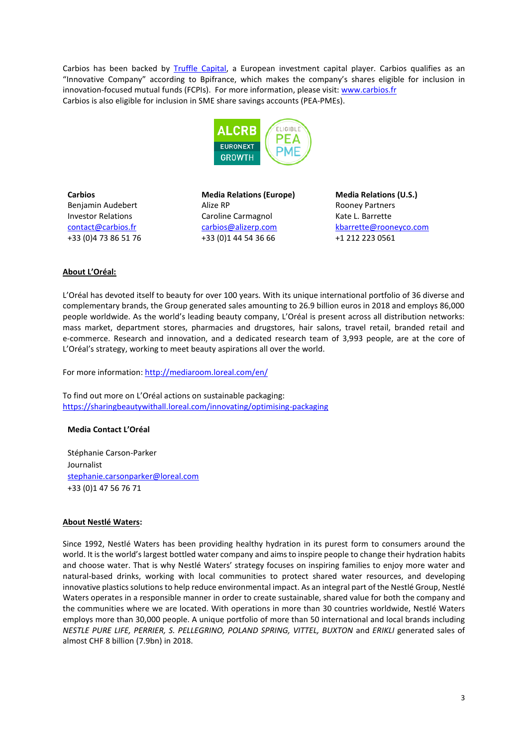Carbios has been backed by [Truffle Capital](#), a European investment capital player. Carbios qualifies as an "Innovative Company" according to Bpifrance, which makes the company's shares eligible for inclusion in innovation-focused mutual funds (FCPIs). For more information, please visit: [www.carbios.fr](http://www.carbios.fr)
Carbios is also eligible for inclusion in SME share savings accounts (PEA-PMEs).

ALCRB EURONEXT GROWTH — ELIGIBLE PEA PME

**Carbios**
Benjamin Audebert
Investor Relations
contact@carbios.fr
+33 (0)4 73 86 51 76

**Media Relations (Europe)**
Alize RP
Caroline Carmagnol
carbios@alizerp.com
+33 (0)1 44 54 36 66

**Media Relations (U.S.)**
Rooney Partners
Kate L. Barrette
kbarrette@rooneyco.com
+1 212 223 0561

**About L'Oréal:**

L'Oréal has devoted itself to beauty for over 100 years. With its unique international portfolio of 36 diverse and complementary brands, the Group generated sales amounting to 26.9 billion euros in 2018 and employs 86,000 people worldwide. As the world's leading beauty company, L'Oréal is present across all distribution networks: mass market, department stores, pharmacies and drugstores, hair salons, travel retail, branded retail and e-commerce. Research and innovation, and a dedicated research team of 3,993 people, are at the core of L'Oréal's strategy, working to meet beauty aspirations all over the world.

For more information: http://mediaroom.loreal.com/en/

To find out more on L'Oréal actions on sustainable packaging:
https://sharingbeautywithall.loreal.com/innovating/optimising-packaging

**Media Contact L'Oréal**

Stéphanie Carson-Parker
Journalist
stephanie.carsonparker@loreal.com
+33 (0)1 47 56 76 71

**About Nestlé Waters:**

Since 1992, Nestlé Waters has been providing healthy hydration in its purest form to consumers around the world. It is the world's largest bottled water company and aims to inspire people to change their hydration habits and choose water. That is why Nestlé Waters' strategy focuses on inspiring families to enjoy more water and natural-based drinks, working with local communities to protect shared water resources, and developing innovative plastics solutions to help reduce environmental impact. As an integral part of the Nestlé Group, Nestlé Waters operates in a responsible manner in order to create sustainable, shared value for both the company and the communities where we are located. With operations in more than 30 countries worldwide, Nestlé Waters employs more than 30,000 people. A unique portfolio of more than 50 international and local brands including *NESTLE PURE LIFE, PERRIER, S. PELLEGRINO, POLAND SPRING, VITTEL, BUXTON* and *ERIKLI* generated sales of almost CHF 8 billion (7.9bn) in 2018.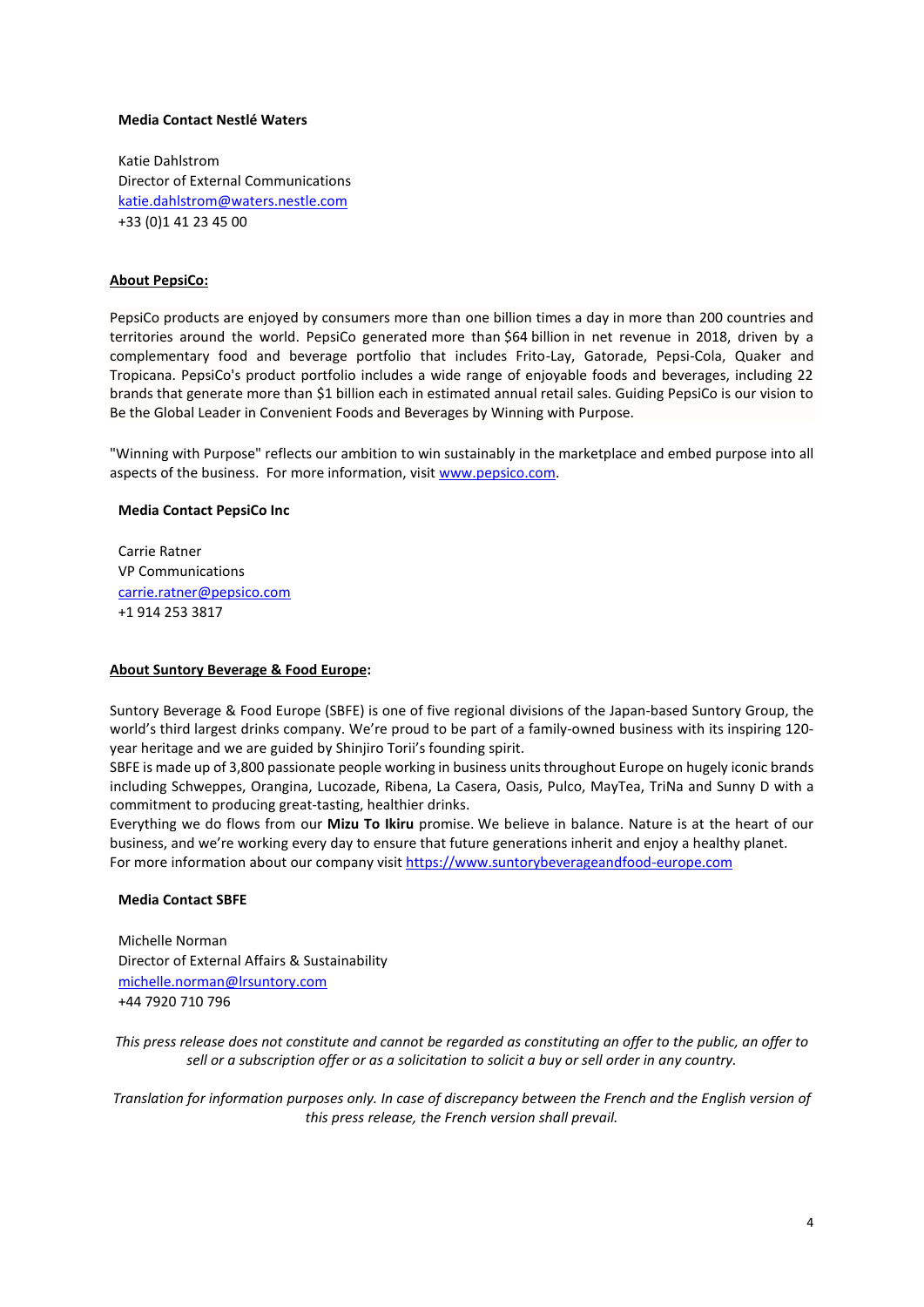**Media Contact Nestlé Waters**

Katie Dahlstrom
Director of External Communications
katie.dahlstrom@waters.nestle.com
+33 (0)1 41 23 45 00

**About PepsiCo:**

PepsiCo products are enjoyed by consumers more than one billion times a day in more than 200 countries and territories around the world. PepsiCo generated more than $64 billion in net revenue in 2018, driven by a complementary food and beverage portfolio that includes Frito-Lay, Gatorade, Pepsi-Cola, Quaker and Tropicana. PepsiCo's product portfolio includes a wide range of enjoyable foods and beverages, including 22 brands that generate more than $1 billion each in estimated annual retail sales. Guiding PepsiCo is our vision to Be the Global Leader in Convenient Foods and Beverages by Winning with Purpose.

"Winning with Purpose" reflects our ambition to win sustainably in the marketplace and embed purpose into all aspects of the business. For more information, visit www.pepsico.com.

**Media Contact PepsiCo Inc**

Carrie Ratner
VP Communications
carrie.ratner@pepsico.com
+1 914 253 3817

**About Suntory Beverage & Food Europe:**

Suntory Beverage & Food Europe (SBFE) is one of five regional divisions of the Japan-based Suntory Group, the world's third largest drinks company. We're proud to be part of a family-owned business with its inspiring 120-year heritage and we are guided by Shinjiro Torii's founding spirit.
SBFE is made up of 3,800 passionate people working in business units throughout Europe on hugely iconic brands including Schweppes, Orangina, Lucozade, Ribena, La Casera, Oasis, Pulco, MayTea, TriNa and Sunny D with a commitment to producing great-tasting, healthier drinks.
Everything we do flows from our **Mizu To Ikiru** promise. We believe in balance. Nature is at the heart of our business, and we're working every day to ensure that future generations inherit and enjoy a healthy planet.
For more information about our company visit https://www.suntorybeverageandfood-europe.com

**Media Contact SBFE**

Michelle Norman
Director of External Affairs & Sustainability
michelle.norman@lrsuntory.com
+44 7920 710 796

*This press release does not constitute and cannot be regarded as constituting an offer to the public, an offer to sell or a subscription offer or as a solicitation to solicit a buy or sell order in any country.*

*Translation for information purposes only. In case of discrepancy between the French and the English version of this press release, the French version shall prevail.*